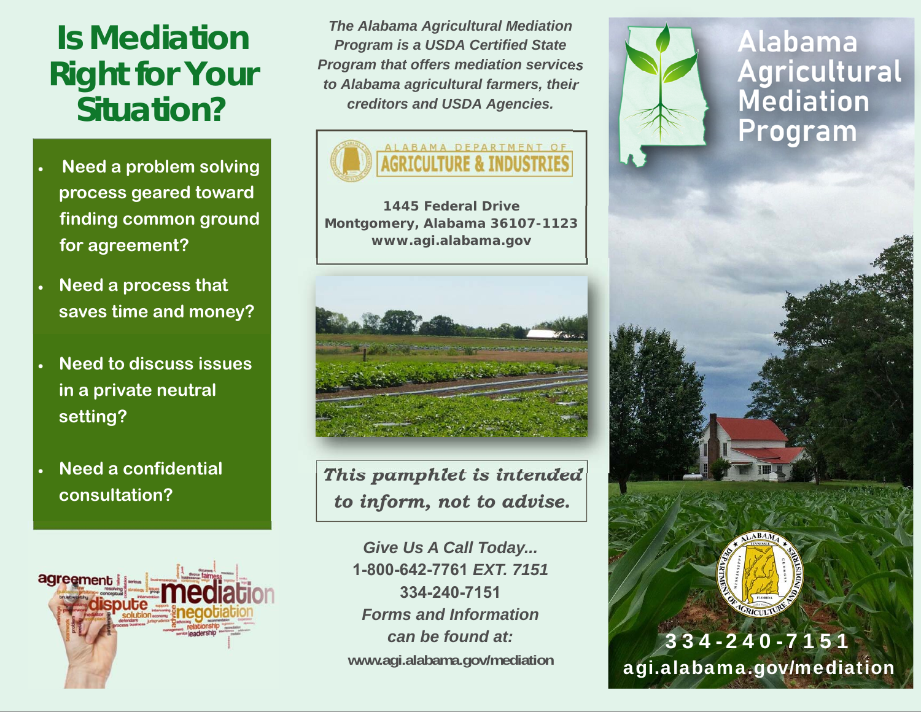# Is Mediation Right for Your Situation?

- Need a problem solving process geared toward finding common ground for agreement?
- Need a process that saves time and money?
- Need to discuss issues in a private neutral setting?
- Need a confidential consultation?

*The Alabama Agricultural Mediation Program is a USDA Certified State Program that offers mediation services to Alabama agricultural farmers, their creditors and USDA Agencies.*

ALABAMA DEPARTMENT OF AGRICULTURE & INDUSTRIES

**1445 Federal Drive**
**Montgomery, Alabama 36107-1123**
**www.agi.alabama.gov**

*This pamphlet is intended to inform, not to advise.*

*Give Us A Call Today...*
**1-800-642-7761** ***EXT. 7151***
**334-240-7151**
*Forms and Information can be found at:*
**www.agi.alabama.gov/mediation**

# Alabama Agricultural Mediation Program

**334-240-7151**
**agi.alabama.gov/mediation**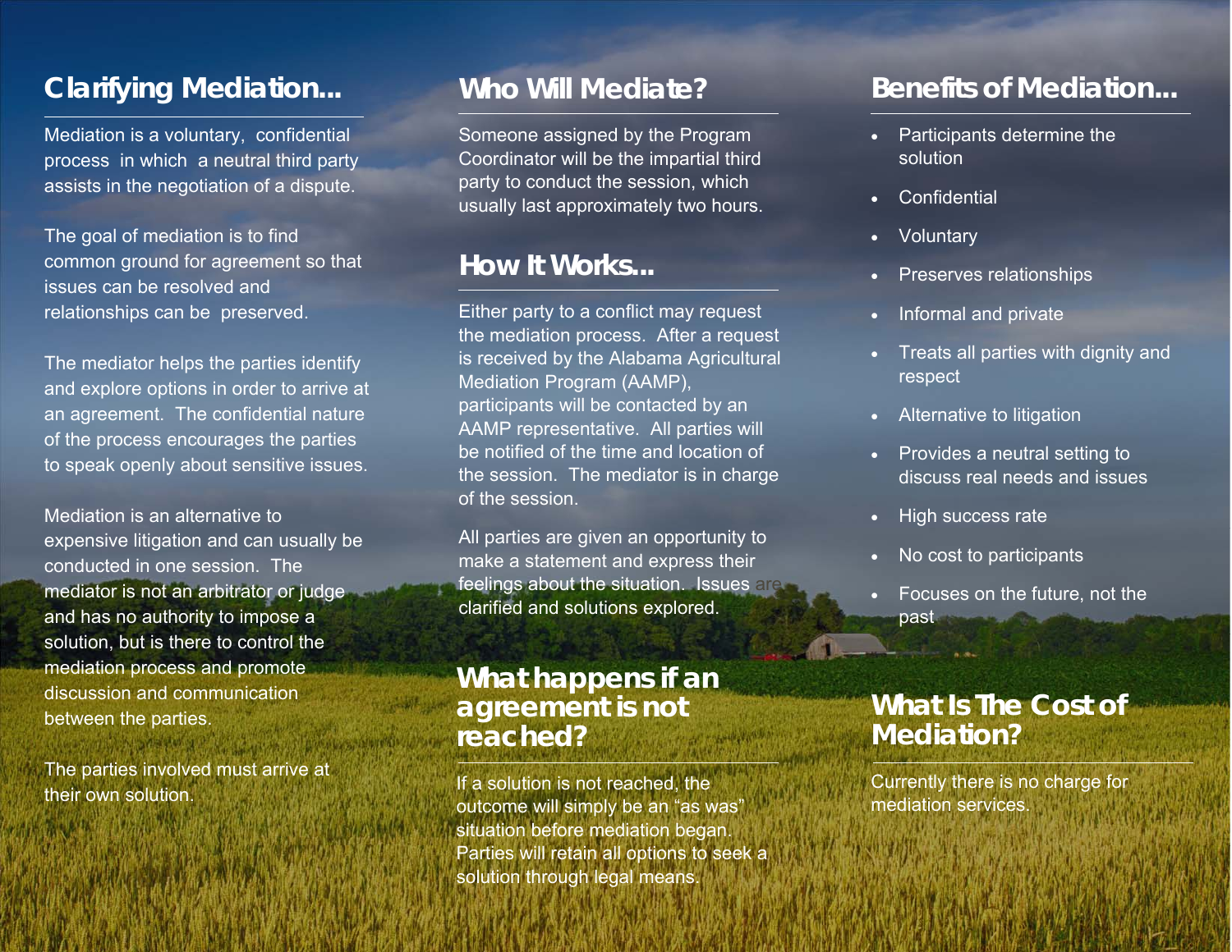## Clarifying Mediation...

Mediation is a voluntary, confidential process in which a neutral third party assists in the negotiation of a dispute.

The goal of mediation is to find common ground for agreement so that issues can be resolved and relationships can be preserved.

The mediator helps the parties identify and explore options in order to arrive at an agreement. The confidential nature of the process encourages the parties to speak openly about sensitive issues.

Mediation is an alternative to expensive litigation and can usually be conducted in one session. The mediator is not an arbitrator or judge and has no authority to impose a solution, but is there to control the mediation process and promote discussion and communication between the parties.

The parties involved must arrive at their own solution.

## Who Will Mediate?

Someone assigned by the Program Coordinator will be the impartial third party to conduct the session, which usually last approximately two hours.

## How It Works...

Either party to a conflict may request the mediation process. After a request is received by the Alabama Agricultural Mediation Program (AAMP), participants will be contacted by an AAMP representative. All parties will be notified of the time and location of the session. The mediator is in charge of the session.

All parties are given an opportunity to make a statement and express their feelings about the situation. Issues are clarified and solutions explored.

## What happens if an agreement is not reached?

If a solution is not reached, the outcome will simply be an "as was" situation before mediation began. Parties will retain all options to seek a solution through legal means.

## Benefits of Mediation...

- Participants determine the solution
- Confidential
- Voluntary
- Preserves relationships
- Informal and private
- Treats all parties with dignity and respect
- Alternative to litigation
- Provides a neutral setting to discuss real needs and issues
- High success rate
- No cost to participants
- Focuses on the future, not the past

## What Is The Cost of Mediation?

Currently there is no charge for mediation services.